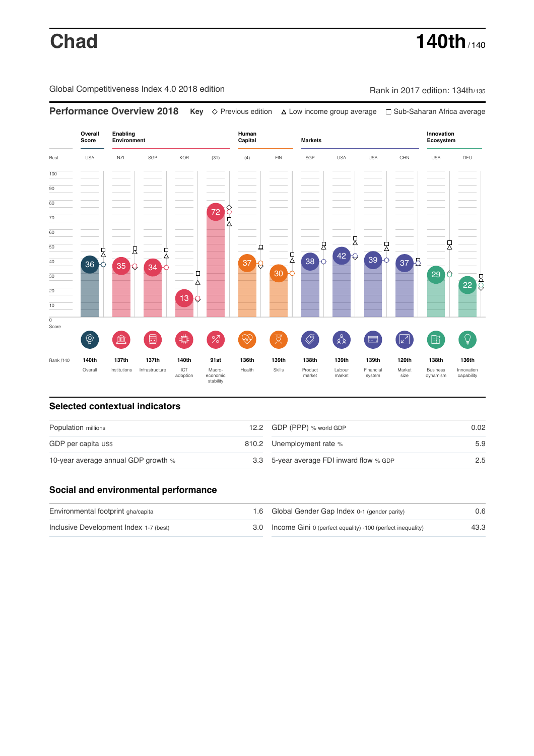# Chad

**140th** / 140

Global Competitiveness Index 4.0 2018 edition

Rank in 2017 edition: 134th/135

## Performance Overview 2018

**Key** ◇ Previous edition △ Low income group average □ Sub-Saharan Africa average

| | Overall Score | Enabling Environment | | | | Human Capital | | Markets | | | | Innovation Ecosystem | |
|---|---|---|---|---|---|---|---|---|---|---|---|---|---|
| Best | USA | NZL | SGP | KOR | (31) | (4) | FIN | SGP | USA | USA | CHN | USA | DEU |
| Score | 36 | 35 | 34 | 13 | 72 | 37 | 30 | 38 | 42 | 39 | 37 | 29 | 22 |
| Rank /140 | 140th | 137th | 137th | 140th | 91st | 136th | 139th | 138th | 139th | 139th | 120th | 138th | 136th |
| | Overall | Institutions | Infrastructure | ICT adoption | Macro-economic stability | Health | Skills | Product market | Labour market | Financial system | Market size | Business dynamism | Innovation capability |

## Selected contextual indicators

| | | | |
|---|---|---|---|
| Population millions | 12.2 | GDP (PPP) % world GDP | 0.02 |
| GDP per capita US$ | 810.2 | Unemployment rate % | 5.9 |
| 10-year average annual GDP growth % | 3.3 | 5-year average FDI inward flow % GDP | 2.5 |

## Social and environmental performance

| | | | |
|---|---|---|---|
| Environmental footprint gha/capita | 1.6 | Global Gender Gap Index 0-1 (gender parity) | 0.6 |
| Inclusive Development Index 1-7 (best) | 3.0 | Income Gini 0 (perfect equality) -100 (perfect inequality) | 43.3 |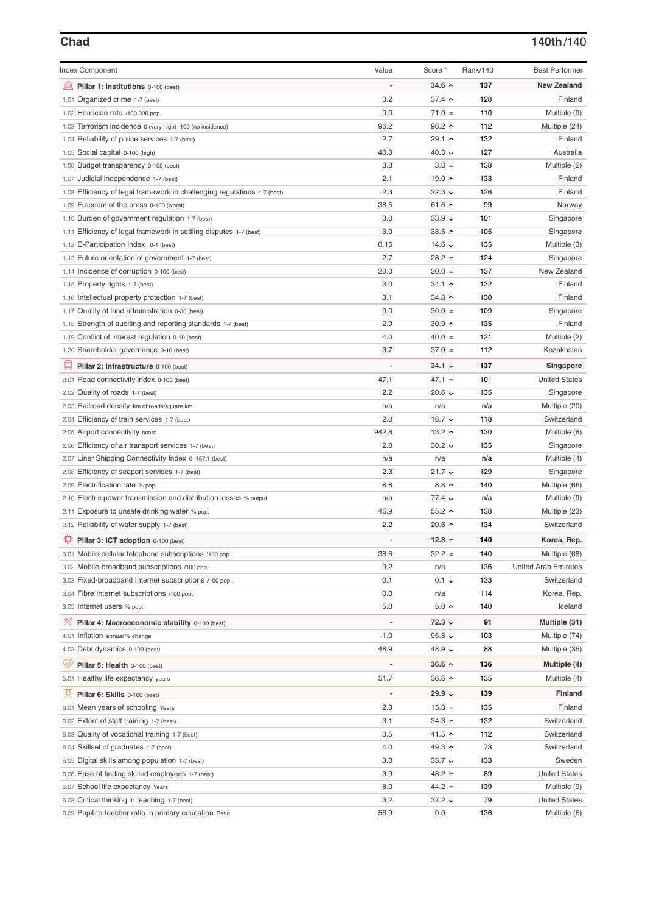## Chad

**140th**/140

| Index Component | Value | Score * | Rank/140 | Best Performer |
|---|---|---|---|---|
| **Pillar 1: Institutions** 0-100 (best) | - | **34.6 ↑** | **137** | **New Zealand** |
| 1.01 Organized crime 1-7 (best) | 3.2 | 37.4 ↑ | 128 | Finland |
| 1.02 Homicide rate /100,000 pop. | 9.0 | 71.0 = | 110 | Multiple (9) |
| 1.03 Terrorism incidence 0 (very high) -100 (no incidence) | 96.2 | 96.2 ↑ | 112 | Multiple (24) |
| 1.04 Reliability of police services 1-7 (best) | 2.7 | 29.1 ↑ | 132 | Finland |
| 1.05 Social capital 0-100 (high) | 40.3 | 40.3 ↓ | 127 | Australia |
| 1.06 Budget transparency 0-100 (best) | 3.8 | 3.8 = | 138 | Multiple (2) |
| 1.07 Judicial independence 1-7 (best) | 2.1 | 19.0 ↑ | 133 | Finland |
| 1.08 Efficiency of legal framework in challenging regulations 1-7 (best) | 2.3 | 22.3 ↓ | 126 | Finland |
| 1.09 Freedom of the press 0-100 (worst) | 38.5 | 61.6 ↑ | 99 | Norway |
| 1.10 Burden of government regulation 1-7 (best) | 3.0 | 33.9 ↓ | 101 | Singapore |
| 1.11 Efficiency of legal framework in settling disputes 1-7 (best) | 3.0 | 33.5 ↑ | 105 | Singapore |
| 1.12 E-Participation Index 0-1 (best) | 0.15 | 14.6 ↓ | 135 | Multiple (3) |
| 1.13 Future orientation of government 1-7 (best) | 2.7 | 28.2 ↑ | 124 | Singapore |
| 1.14 Incidence of corruption 0-100 (best) | 20.0 | 20.0 = | 137 | New Zealand |
| 1.15 Property rights 1-7 (best) | 3.0 | 34.1 ↑ | 132 | Finland |
| 1.16 Intellectual property protection 1-7 (best) | 3.1 | 34.8 ↑ | 130 | Finland |
| 1.17 Quality of land administration 0-30 (best) | 9.0 | 30.0 = | 109 | Singapore |
| 1.18 Strength of auditing and reporting standards 1-7 (best) | 2.9 | 30.9 ↑ | 135 | Finland |
| 1.19 Conflict of interest regulation 0-10 (best) | 4.0 | 40.0 = | 121 | Multiple (2) |
| 1.20 Shareholder governance 0-10 (best) | 3.7 | 37.0 = | 112 | Kazakhstan |
| **Pillar 2: Infrastructure** 0-100 (best) | - | **34.1 ↓** | **137** | **Singapore** |
| 2.01 Road connectivity index 0-100 (best) | 47.1 | 47.1 = | 101 | United States |
| 2.02 Quality of roads 1-7 (best) | 2.2 | 20.6 ↓ | 135 | Singapore |
| 2.03 Railroad density km of roads/square km | n/a | n/a | n/a | Multiple (20) |
| 2.04 Efficiency of train services 1-7 (best) | 2.0 | 16.7 ↓ | 118 | Switzerland |
| 2.05 Airport connectivity score | 942.8 | 13.2 ↑ | 130 | Multiple (8) |
| 2.06 Efficiency of air transport services 1-7 (best) | 2.8 | 30.2 ↓ | 135 | Singapore |
| 2.07 Liner Shipping Connectivity Index 0–157.1 (best) | n/a | n/a | n/a | Multiple (4) |
| 2.08 Efficiency of seaport services 1-7 (best) | 2.3 | 21.7 ↓ | 129 | Singapore |
| 2.09 Electrification rate % pop. | 8.8 | 8.8 ↑ | 140 | Multiple (66) |
| 2.10 Electric power transmission and distribution losses % output | n/a | 77.4 ↓ | n/a | Multiple (9) |
| 2.11 Exposure to unsafe drinking water % pop. | 45.9 | 55.2 ↑ | 138 | Multiple (23) |
| 2.12 Reliability of water supply 1-7 (best) | 2.2 | 20.6 ↑ | 134 | Switzerland |
| **Pillar 3: ICT adoption** 0-100 (best) | - | **12.8 ↑** | **140** | **Korea, Rep.** |
| 3.01 Mobile-cellular telephone subscriptions /100 pop. | 38.6 | 32.2 = | 140 | Multiple (68) |
| 3.02 Mobile-broadband subscriptions /100 pop. | 9.2 | n/a | 136 | United Arab Emirates |
| 3.03 Fixed-broadband Internet subscriptions /100 pop. | 0.1 | 0.1 ↓ | 133 | Switzerland |
| 3.04 Fibre Internet subscriptions /100 pop. | 0.0 | n/a | 114 | Korea, Rep. |
| 3.05 Internet users % pop. | 5.0 | 5.0 ↑ | 140 | Iceland |
| **Pillar 4: Macroeconomic stability** 0-100 (best) | - | **72.3 ↓** | **91** | **Multiple (31)** |
| 4.01 Inflation annual % change | -1.0 | 95.8 ↓ | 103 | Multiple (74) |
| 4.02 Debt dynamics 0-100 (best) | 48.9 | 48.9 ↓ | 88 | Multiple (36) |
| **Pillar 5: Health** 0-100 (best) | - | **36.6 ↑** | **136** | **Multiple (4)** |
| 5.01 Healthy life expectancy years | 51.7 | 36.6 ↑ | 135 | Multiple (4) |
| **Pillar 6: Skills** 0-100 (best) | - | **29.9 ↓** | **139** | **Finland** |
| 6.01 Mean years of schooling Years | 2.3 | 15.3 = | 135 | Finland |
| 6.02 Extent of staff training 1-7 (best) | 3.1 | 34.3 ↑ | 132 | Switzerland |
| 6.03 Quality of vocational training 1-7 (best) | 3.5 | 41.5 ↑ | 112 | Switzerland |
| 6.04 Skillset of graduates 1-7 (best) | 4.0 | 49.3 ↑ | 73 | Switzerland |
| 6.05 Digital skills among population 1-7 (best) | 3.0 | 33.7 ↓ | 133 | Sweden |
| 6.06 Ease of finding skilled employees 1-7 (best) | 3.9 | 48.2 ↑ | 89 | United States |
| 6.07 School life expectancy Years | 8.0 | 44.2 = | 139 | Multiple (9) |
| 6.08 Critical thinking in teaching 1-7 (best) | 3.2 | 37.2 ↓ | 79 | United States |
| 6.09 Pupil-to-teacher ratio in primary education Ratio | 56.9 | 0.0 | 136 | Multiple (6) |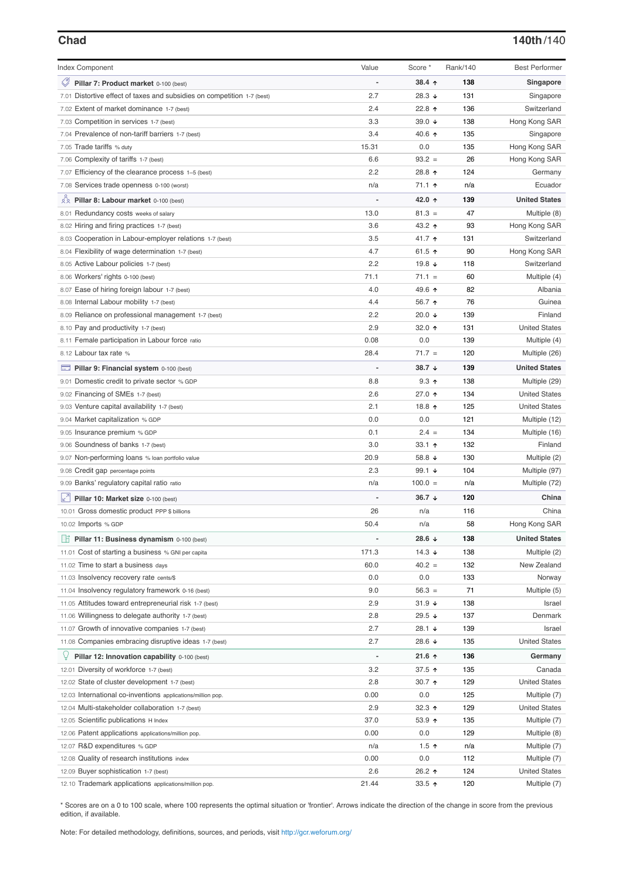## Chad

**140th**/140

| Index Component | Value | Score * | Rank/140 | Best Performer |
|---|---|---|---|---|
| **Pillar 7: Product market** 0-100 (best) | - | **38.4 ↑** | **138** | **Singapore** |
| 7.01 Distortive effect of taxes and subsidies on competition 1-7 (best) | 2.7 | 28.3 ↓ | 131 | Singapore |
| 7.02 Extent of market dominance 1-7 (best) | 2.4 | 22.8 ↑ | 136 | Switzerland |
| 7.03 Competition in services 1-7 (best) | 3.3 | 39.0 ↓ | 138 | Hong Kong SAR |
| 7.04 Prevalence of non-tariff barriers 1-7 (best) | 3.4 | 40.6 ↑ | 135 | Singapore |
| 7.05 Trade tariffs % duty | 15.31 | 0.0 | 135 | Hong Kong SAR |
| 7.06 Complexity of tariffs 1-7 (best) | 6.6 | 93.2 = | 26 | Hong Kong SAR |
| 7.07 Efficiency of the clearance process 1–5 (best) | 2.2 | 28.8 ↑ | 124 | Germany |
| 7.08 Services trade openness 0-100 (worst) | n/a | 71.1 ↑ | n/a | Ecuador |
| **Pillar 8: Labour market** 0-100 (best) | - | **42.0 ↑** | **139** | **United States** |
| 8.01 Redundancy costs weeks of salary | 13.0 | 81.3 = | 47 | Multiple (8) |
| 8.02 Hiring and firing practices 1-7 (best) | 3.6 | 43.2 ↑ | 93 | Hong Kong SAR |
| 8.03 Cooperation in Labour-employer relations 1-7 (best) | 3.5 | 41.7 ↑ | 131 | Switzerland |
| 8.04 Flexibility of wage determination 1-7 (best) | 4.7 | 61.5 ↑ | 90 | Hong Kong SAR |
| 8.05 Active Labour policies 1-7 (best) | 2.2 | 19.8 ↓ | 118 | Switzerland |
| 8.06 Workers' rights 0-100 (best) | 71.1 | 71.1 = | 60 | Multiple (4) |
| 8.07 Ease of hiring foreign labour 1-7 (best) | 4.0 | 49.6 ↑ | 82 | Albania |
| 8.08 Internal Labour mobility 1-7 (best) | 4.4 | 56.7 ↑ | 76 | Guinea |
| 8.09 Reliance on professional management 1-7 (best) | 2.2 | 20.0 ↓ | 139 | Finland |
| 8.10 Pay and productivity 1-7 (best) | 2.9 | 32.0 ↑ | 131 | United States |
| 8.11 Female participation in Labour force ratio | 0.08 | 0.0 | 139 | Multiple (4) |
| 8.12 Labour tax rate % | 28.4 | 71.7 = | 120 | Multiple (26) |
| **Pillar 9: Financial system** 0-100 (best) | - | **38.7 ↓** | **139** | **United States** |
| 9.01 Domestic credit to private sector % GDP | 8.8 | 9.3 ↑ | 138 | Multiple (29) |
| 9.02 Financing of SMEs 1-7 (best) | 2.6 | 27.0 ↑ | 134 | United States |
| 9.03 Venture capital availability 1-7 (best) | 2.1 | 18.8 ↑ | 125 | United States |
| 9.04 Market capitalization % GDP | 0.0 | 0.0 | 121 | Multiple (12) |
| 9.05 Insurance premium % GDP | 0.1 | 2.4 = | 134 | Multiple (16) |
| 9.06 Soundness of banks 1-7 (best) | 3.0 | 33.1 ↑ | 132 | Finland |
| 9.07 Non-performing loans % loan portfolio value | 20.9 | 58.8 ↓ | 130 | Multiple (2) |
| 9.08 Credit gap percentage points | 2.3 | 99.1 ↓ | 104 | Multiple (97) |
| 9.09 Banks' regulatory capital ratio ratio | n/a | 100.0 = | n/a | Multiple (72) |
| **Pillar 10: Market size** 0-100 (best) | - | **36.7 ↓** | **120** | **China** |
| 10.01 Gross domestic product PPP $ billions | 26 | n/a | 116 | China |
| 10.02 Imports % GDP | 50.4 | n/a | 58 | Hong Kong SAR |
| **Pillar 11: Business dynamism** 0-100 (best) | - | **28.6 ↓** | **138** | **United States** |
| 11.01 Cost of starting a business % GNI per capita | 171.3 | 14.3 ↓ | 138 | Multiple (2) |
| 11.02 Time to start a business days | 60.0 | 40.2 = | 132 | New Zealand |
| 11.03 Insolvency recovery rate cents/$ | 0.0 | 0.0 | 133 | Norway |
| 11.04 Insolvency regulatory framework 0-16 (best) | 9.0 | 56.3 = | 71 | Multiple (5) |
| 11.05 Attitudes toward entrepreneurial risk 1-7 (best) | 2.9 | 31.9 ↓ | 138 | Israel |
| 11.06 Willingness to delegate authority 1-7 (best) | 2.8 | 29.5 ↓ | 137 | Denmark |
| 11.07 Growth of innovative companies 1-7 (best) | 2.7 | 28.1 ↓ | 139 | Israel |
| 11.08 Companies embracing disruptive ideas 1-7 (best) | 2.7 | 28.6 ↓ | 135 | United States |
| **Pillar 12: Innovation capability** 0-100 (best) | - | **21.6 ↑** | **136** | **Germany** |
| 12.01 Diversity of workforce 1-7 (best) | 3.2 | 37.5 ↑ | 135 | Canada |
| 12.02 State of cluster development 1-7 (best) | 2.8 | 30.7 ↑ | 129 | United States |
| 12.03 International co-inventions applications/million pop. | 0.00 | 0.0 | 125 | Multiple (7) |
| 12.04 Multi-stakeholder collaboration 1-7 (best) | 2.9 | 32.3 ↑ | 129 | United States |
| 12.05 Scientific publications H Index | 37.0 | 53.9 ↑ | 135 | Multiple (7) |
| 12.06 Patent applications applications/million pop. | 0.00 | 0.0 | 129 | Multiple (8) |
| 12.07 R&D expenditures % GDP | n/a | 1.5 ↑ | n/a | Multiple (7) |
| 12.08 Quality of research institutions index | 0.00 | 0.0 | 112 | Multiple (7) |
| 12.09 Buyer sophistication 1-7 (best) | 2.6 | 26.2 ↑ | 124 | United States |
| 12.10 Trademark applications applications/million pop. | 21.44 | 33.5 ↑ | 120 | Multiple (7) |

* Scores are on a 0 to 100 scale, where 100 represents the optimal situation or 'frontier'. Arrows indicate the direction of the change in score from the previous edition, if available.

Note: For detailed methodology, definitions, sources, and periods, visit http://gcr.weforum.org/